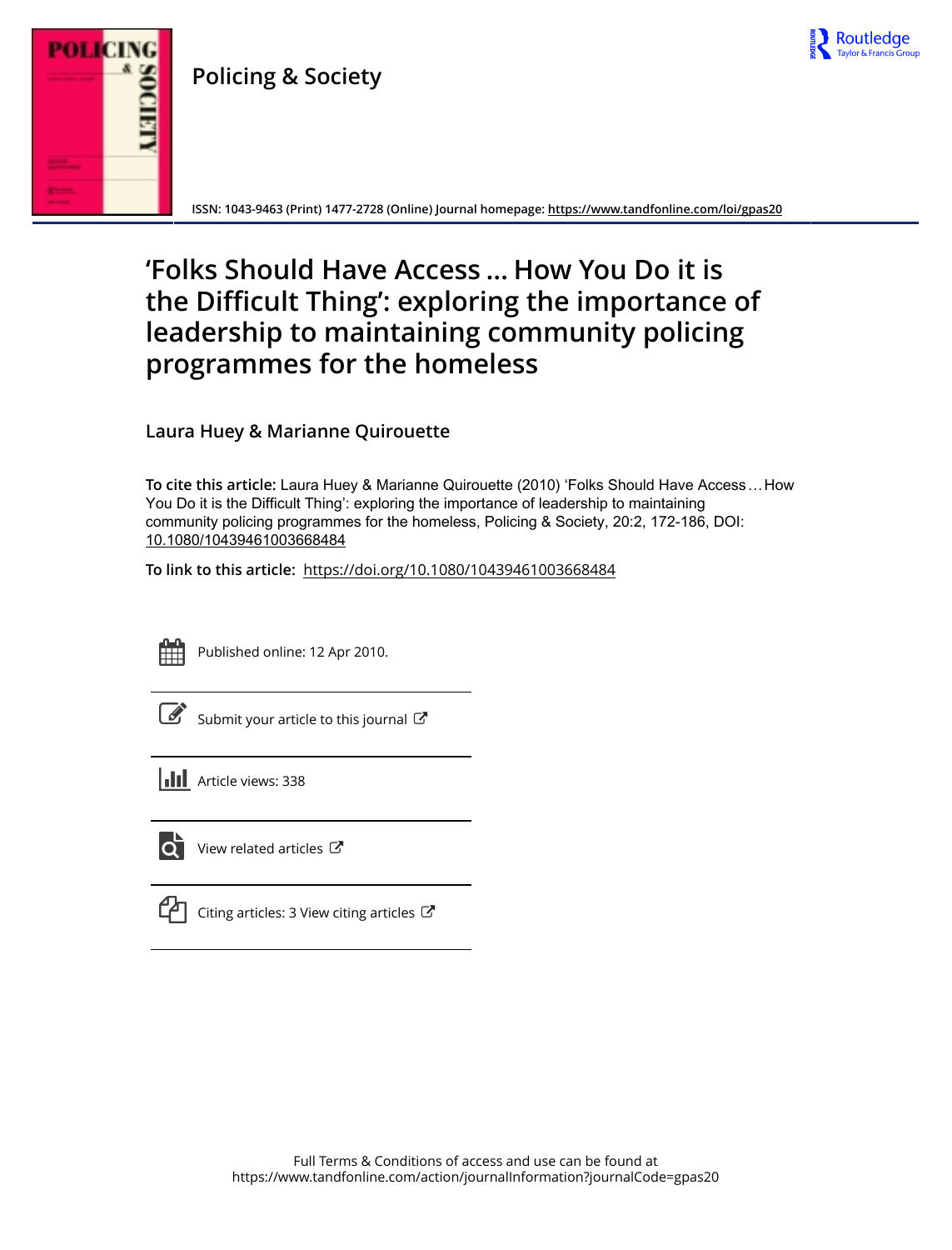# Policing & Society

ISSN: 1043-9463 (Print) 1477-2728 (Online) Journal homepage: https://www.tandfonline.com/loi/gpas20

# 'Folks Should Have Access ... How You Do it is the Difficult Thing': exploring the importance of leadership to maintaining community policing programmes for the homeless

## Laura Huey & Marianne Quirouette

**To cite this article:** Laura Huey & Marianne Quirouette (2010) 'Folks Should Have Access ... How You Do it is the Difficult Thing': exploring the importance of leadership to maintaining community policing programmes for the homeless, Policing & Society, 20:2, 172-186, DOI: 10.1080/10439461003668484

**To link to this article:** https://doi.org/10.1080/10439461003668484

Published online: 12 Apr 2010.

Submit your article to this journal

Article views: 338

View related articles

Citing articles: 3 View citing articles

Full Terms & Conditions of access and use can be found at
https://www.tandfonline.com/action/journalInformation?journalCode=gpas20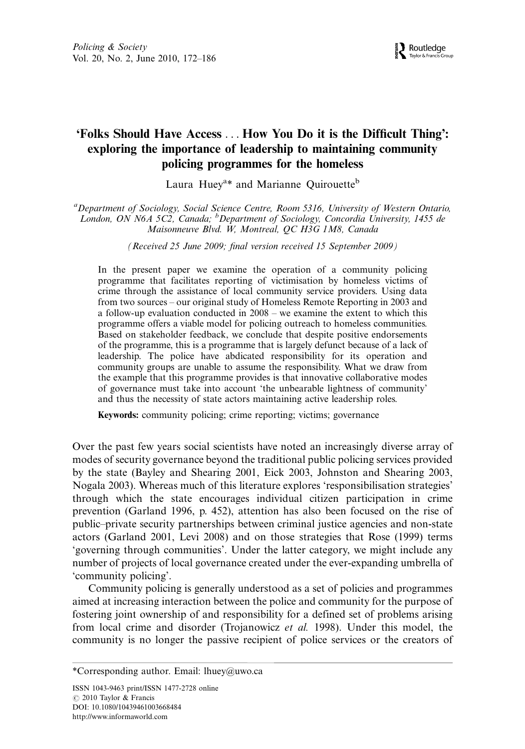# 'Folks Should Have Access . . . How You Do it is the Difficult Thing': exploring the importance of leadership to maintaining community policing programmes for the homeless

Laura Huey[a]* and Marianne Quirouette[b]

[a]*Department of Sociology, Social Science Centre, Room 5316, University of Western Ontario, London, ON N6A 5C2, Canada;* [b]*Department of Sociology, Concordia University, 1455 de Maisonneuve Blvd. W, Montreal, QC H3G 1M8, Canada*

*(Received 25 June 2009; final version received 15 September 2009)*

In the present paper we examine the operation of a community policing programme that facilitates reporting of victimisation by homeless victims of crime through the assistance of local community service providers. Using data from two sources – our original study of Homeless Remote Reporting in 2003 and a follow-up evaluation conducted in 2008 – we examine the extent to which this programme offers a viable model for policing outreach to homeless communities. Based on stakeholder feedback, we conclude that despite positive endorsements of the programme, this is a programme that is largely defunct because of a lack of leadership. The police have abdicated responsibility for its operation and community groups are unable to assume the responsibility. What we draw from the example that this programme provides is that innovative collaborative modes of governance must take into account 'the unbearable lightness of community' and thus the necessity of state actors maintaining active leadership roles.

**Keywords:** community policing; crime reporting; victims; governance

Over the past few years social scientists have noted an increasingly diverse array of modes of security governance beyond the traditional public policing services provided by the state (Bayley and Shearing 2001, Eick 2003, Johnston and Shearing 2003, Nogala 2003). Whereas much of this literature explores 'responsibilisation strategies' through which the state encourages individual citizen participation in crime prevention (Garland 1996, p. 452), attention has also been focused on the rise of public–private security partnerships between criminal justice agencies and non-state actors (Garland 2001, Levi 2008) and on those strategies that Rose (1999) terms 'governing through communities'. Under the latter category, we might include any number of projects of local governance created under the ever-expanding umbrella of 'community policing'.

Community policing is generally understood as a set of policies and programmes aimed at increasing interaction between the police and community for the purpose of fostering joint ownership of and responsibility for a defined set of problems arising from local crime and disorder (Trojanowicz *et al.* 1998). Under this model, the community is no longer the passive recipient of police services or the creators of

*Corresponding author. Email: lhuey@uwo.ca

ISSN 1043-9463 print/ISSN 1477-2728 online
© 2010 Taylor & Francis
DOI: 10.1080/10439461003668484
http://www.informaworld.com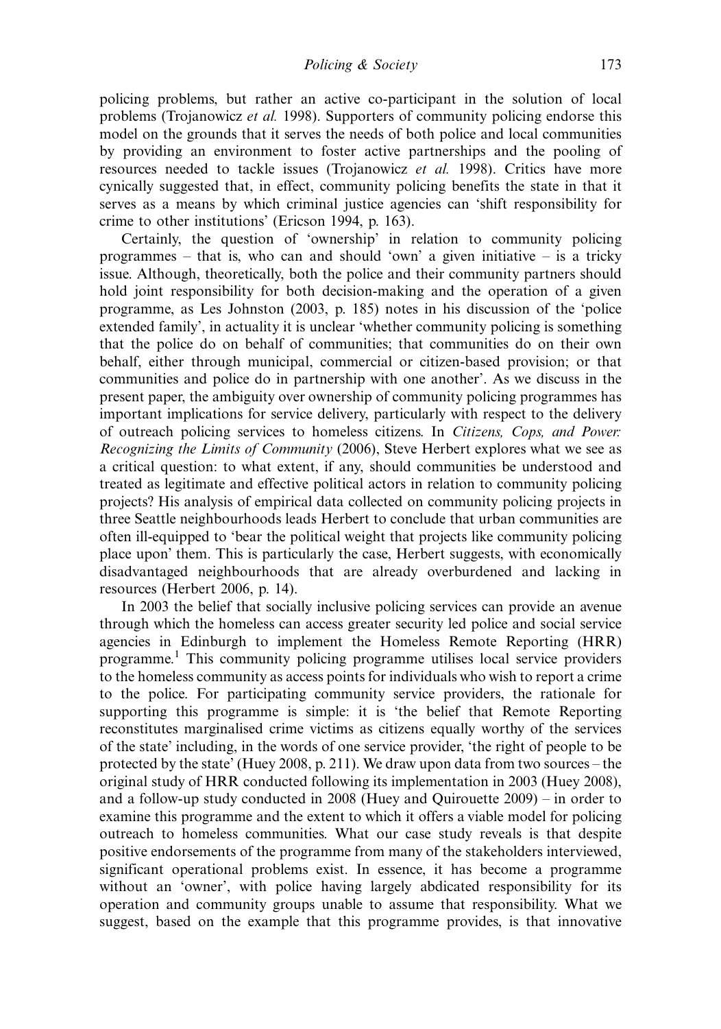policing problems, but rather an active co-participant in the solution of local problems (Trojanowicz *et al.* 1998). Supporters of community policing endorse this model on the grounds that it serves the needs of both police and local communities by providing an environment to foster active partnerships and the pooling of resources needed to tackle issues (Trojanowicz *et al.* 1998). Critics have more cynically suggested that, in effect, community policing benefits the state in that it serves as a means by which criminal justice agencies can 'shift responsibility for crime to other institutions' (Ericson 1994, p. 163).

Certainly, the question of 'ownership' in relation to community policing programmes – that is, who can and should 'own' a given initiative – is a tricky issue. Although, theoretically, both the police and their community partners should hold joint responsibility for both decision-making and the operation of a given programme, as Les Johnston (2003, p. 185) notes in his discussion of the 'police extended family', in actuality it is unclear 'whether community policing is something that the police do on behalf of communities; that communities do on their own behalf, either through municipal, commercial or citizen-based provision; or that communities and police do in partnership with one another'. As we discuss in the present paper, the ambiguity over ownership of community policing programmes has important implications for service delivery, particularly with respect to the delivery of outreach policing services to homeless citizens. In *Citizens, Cops, and Power: Recognizing the Limits of Community* (2006), Steve Herbert explores what we see as a critical question: to what extent, if any, should communities be understood and treated as legitimate and effective political actors in relation to community policing projects? His analysis of empirical data collected on community policing projects in three Seattle neighbourhoods leads Herbert to conclude that urban communities are often ill-equipped to 'bear the political weight that projects like community policing place upon' them. This is particularly the case, Herbert suggests, with economically disadvantaged neighbourhoods that are already overburdened and lacking in resources (Herbert 2006, p. 14).

In 2003 the belief that socially inclusive policing services can provide an avenue through which the homeless can access greater security led police and social service agencies in Edinburgh to implement the Homeless Remote Reporting (HRR) programme.[1] This community policing programme utilises local service providers to the homeless community as access points for individuals who wish to report a crime to the police. For participating community service providers, the rationale for supporting this programme is simple: it is 'the belief that Remote Reporting reconstitutes marginalised crime victims as citizens equally worthy of the services of the state' including, in the words of one service provider, 'the right of people to be protected by the state' (Huey 2008, p. 211). We draw upon data from two sources – the original study of HRR conducted following its implementation in 2003 (Huey 2008), and a follow-up study conducted in 2008 (Huey and Quirouette 2009) – in order to examine this programme and the extent to which it offers a viable model for policing outreach to homeless communities. What our case study reveals is that despite positive endorsements of the programme from many of the stakeholders interviewed, significant operational problems exist. In essence, it has become a programme without an 'owner', with police having largely abdicated responsibility for its operation and community groups unable to assume that responsibility. What we suggest, based on the example that this programme provides, is that innovative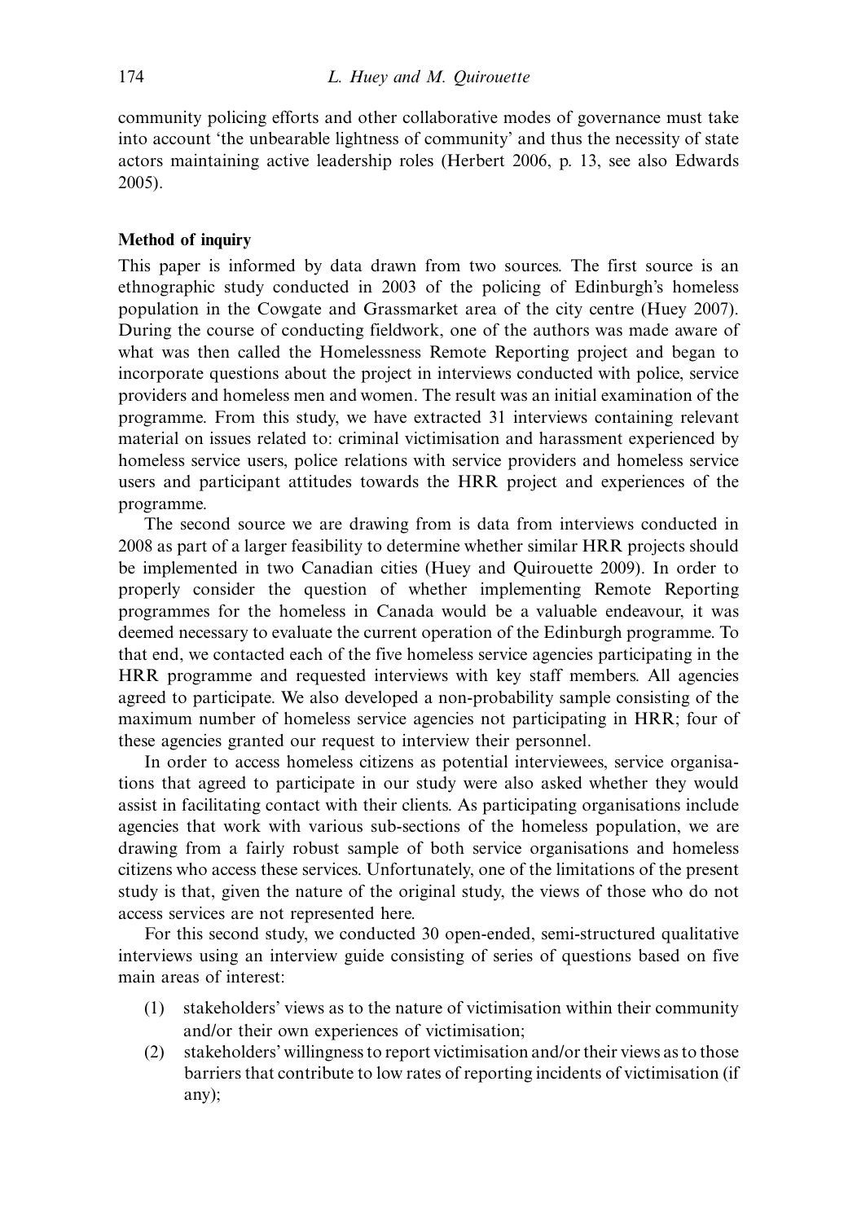community policing efforts and other collaborative modes of governance must take into account 'the unbearable lightness of community' and thus the necessity of state actors maintaining active leadership roles (Herbert 2006, p. 13, see also Edwards 2005).

### Method of inquiry

This paper is informed by data drawn from two sources. The first source is an ethnographic study conducted in 2003 of the policing of Edinburgh's homeless population in the Cowgate and Grassmarket area of the city centre (Huey 2007). During the course of conducting fieldwork, one of the authors was made aware of what was then called the Homelessness Remote Reporting project and began to incorporate questions about the project in interviews conducted with police, service providers and homeless men and women. The result was an initial examination of the programme. From this study, we have extracted 31 interviews containing relevant material on issues related to: criminal victimisation and harassment experienced by homeless service users, police relations with service providers and homeless service users and participant attitudes towards the HRR project and experiences of the programme.

The second source we are drawing from is data from interviews conducted in 2008 as part of a larger feasibility to determine whether similar HRR projects should be implemented in two Canadian cities (Huey and Quirouette 2009). In order to properly consider the question of whether implementing Remote Reporting programmes for the homeless in Canada would be a valuable endeavour, it was deemed necessary to evaluate the current operation of the Edinburgh programme. To that end, we contacted each of the five homeless service agencies participating in the HRR programme and requested interviews with key staff members. All agencies agreed to participate. We also developed a non-probability sample consisting of the maximum number of homeless service agencies not participating in HRR; four of these agencies granted our request to interview their personnel.

In order to access homeless citizens as potential interviewees, service organisations that agreed to participate in our study were also asked whether they would assist in facilitating contact with their clients. As participating organisations include agencies that work with various sub-sections of the homeless population, we are drawing from a fairly robust sample of both service organisations and homeless citizens who access these services. Unfortunately, one of the limitations of the present study is that, given the nature of the original study, the views of those who do not access services are not represented here.

For this second study, we conducted 30 open-ended, semi-structured qualitative interviews using an interview guide consisting of series of questions based on five main areas of interest:

(1) stakeholders' views as to the nature of victimisation within their community and/or their own experiences of victimisation;
(2) stakeholders' willingness to report victimisation and/or their views as to those barriers that contribute to low rates of reporting incidents of victimisation (if any);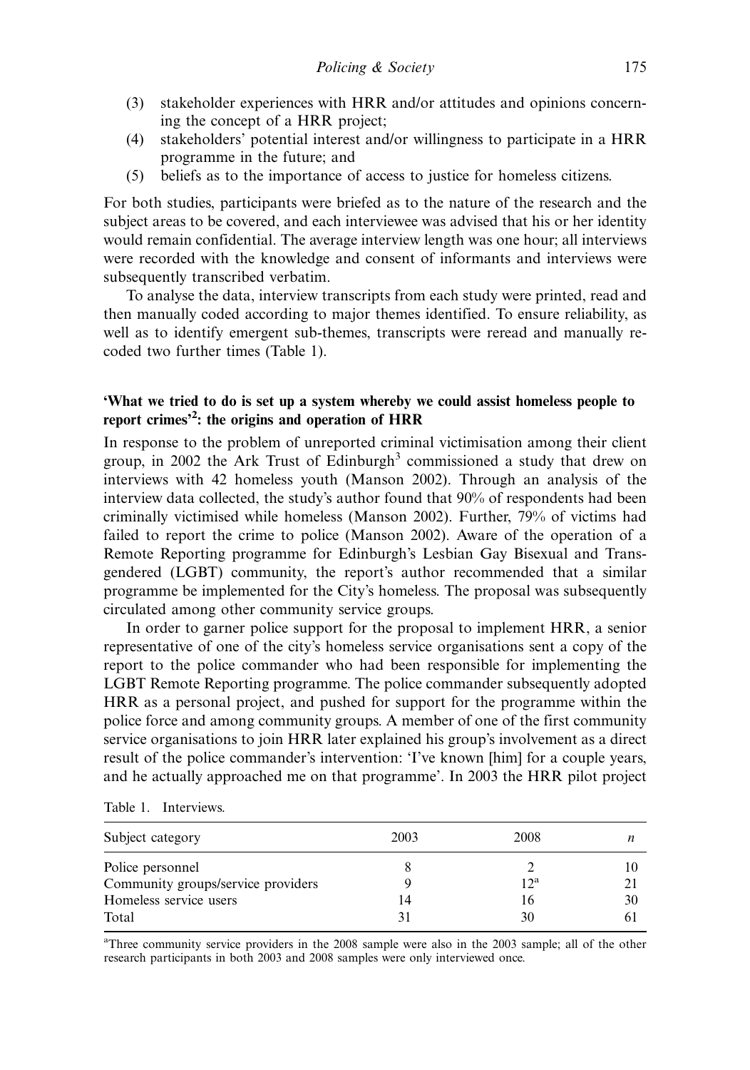(3) stakeholder experiences with HRR and/or attitudes and opinions concerning the concept of a HRR project;
(4) stakeholders' potential interest and/or willingness to participate in a HRR programme in the future; and
(5) beliefs as to the importance of access to justice for homeless citizens.

For both studies, participants were briefed as to the nature of the research and the subject areas to be covered, and each interviewee was advised that his or her identity would remain confidential. The average interview length was one hour; all interviews were recorded with the knowledge and consent of informants and interviews were subsequently transcribed verbatim.

To analyse the data, interview transcripts from each study were printed, read and then manually coded according to major themes identified. To ensure reliability, as well as to identify emergent sub-themes, transcripts were reread and manually recoded two further times (Table 1).

## 'What we tried to do is set up a system whereby we could assist homeless people to report crimes'[2]: the origins and operation of HRR

In response to the problem of unreported criminal victimisation among their client group, in 2002 the Ark Trust of Edinburgh[3] commissioned a study that drew on interviews with 42 homeless youth (Manson 2002). Through an analysis of the interview data collected, the study's author found that 90% of respondents had been criminally victimised while homeless (Manson 2002). Further, 79% of victims had failed to report the crime to police (Manson 2002). Aware of the operation of a Remote Reporting programme for Edinburgh's Lesbian Gay Bisexual and Transgendered (LGBT) community, the report's author recommended that a similar programme be implemented for the City's homeless. The proposal was subsequently circulated among other community service groups.

In order to garner police support for the proposal to implement HRR, a senior representative of one of the city's homeless service organisations sent a copy of the report to the police commander who had been responsible for implementing the LGBT Remote Reporting programme. The police commander subsequently adopted HRR as a personal project, and pushed for support for the programme within the police force and among community groups. A member of one of the first community service organisations to join HRR later explained his group's involvement as a direct result of the police commander's intervention: 'I've known [him] for a couple years, and he actually approached me on that programme'. In 2003 the HRR pilot project

Table 1. Interviews.

| Subject category | 2003 | 2008 | *n* |
|---|---|---|---|
| Police personnel | 8 | 2 | 10 |
| Community groups/service providers | 9 | 12[a] | 21 |
| Homeless service users | 14 | 16 | 30 |
| Total | 31 | 30 | 61 |

[a]Three community service providers in the 2008 sample were also in the 2003 sample; all of the other research participants in both 2003 and 2008 samples were only interviewed once.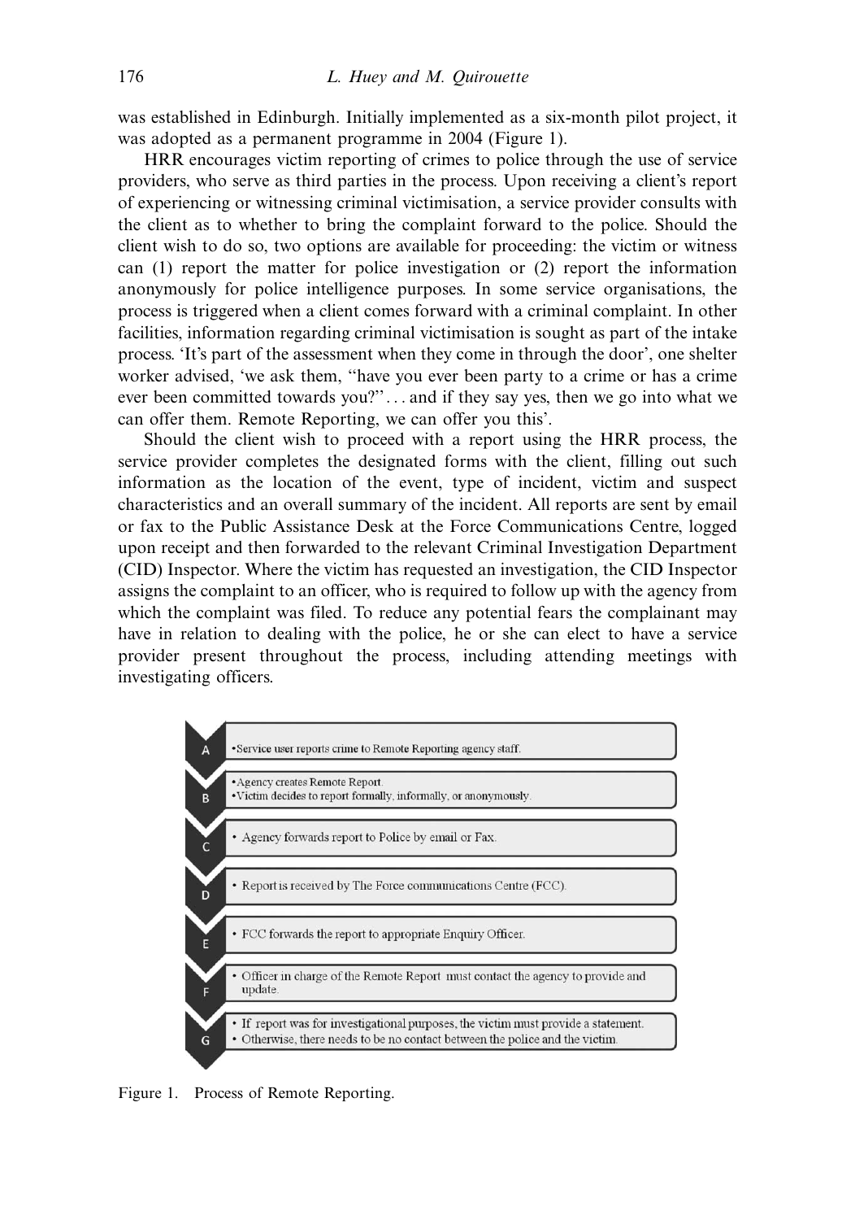was established in Edinburgh. Initially implemented as a six-month pilot project, it was adopted as a permanent programme in 2004 (Figure 1).

HRR encourages victim reporting of crimes to police through the use of service providers, who serve as third parties in the process. Upon receiving a client's report of experiencing or witnessing criminal victimisation, a service provider consults with the client as to whether to bring the complaint forward to the police. Should the client wish to do so, two options are available for proceeding: the victim or witness can (1) report the matter for police investigation or (2) report the information anonymously for police intelligence purposes. In some service organisations, the process is triggered when a client comes forward with a criminal complaint. In other facilities, information regarding criminal victimisation is sought as part of the intake process. 'It's part of the assessment when they come in through the door', one shelter worker advised, 'we ask them, "have you ever been party to a crime or has a crime ever been committed towards you?" . . . and if they say yes, then we go into what we can offer them. Remote Reporting, we can offer you this'.

Should the client wish to proceed with a report using the HRR process, the service provider completes the designated forms with the client, filling out such information as the location of the event, type of incident, victim and suspect characteristics and an overall summary of the incident. All reports are sent by email or fax to the Public Assistance Desk at the Force Communications Centre, logged upon receipt and then forwarded to the relevant Criminal Investigation Department (CID) Inspector. Where the victim has requested an investigation, the CID Inspector assigns the complaint to an officer, who is required to follow up with the agency from which the complaint was filed. To reduce any potential fears the complainant may have in relation to dealing with the police, he or she can elect to have a service provider present throughout the process, including attending meetings with investigating officers.

- **A** • Service user reports crime to Remote Reporting agency staff.
- **B** • Agency creates Remote Report. • Victim decides to report formally, informally, or anonymously.
- **C** • Agency forwards report to Police by email or Fax.
- **D** • Report is received by The Force communications Centre (FCC).
- **E** • FCC forwards the report to appropriate Enquiry Officer.
- **F** • Officer in charge of the Remote Report must contact the agency to provide and update.
- **G** • If report was for investigational purposes, the victim must provide a statement. • Otherwise, there needs to be no contact between the police and the victim.

Figure 1. Process of Remote Reporting.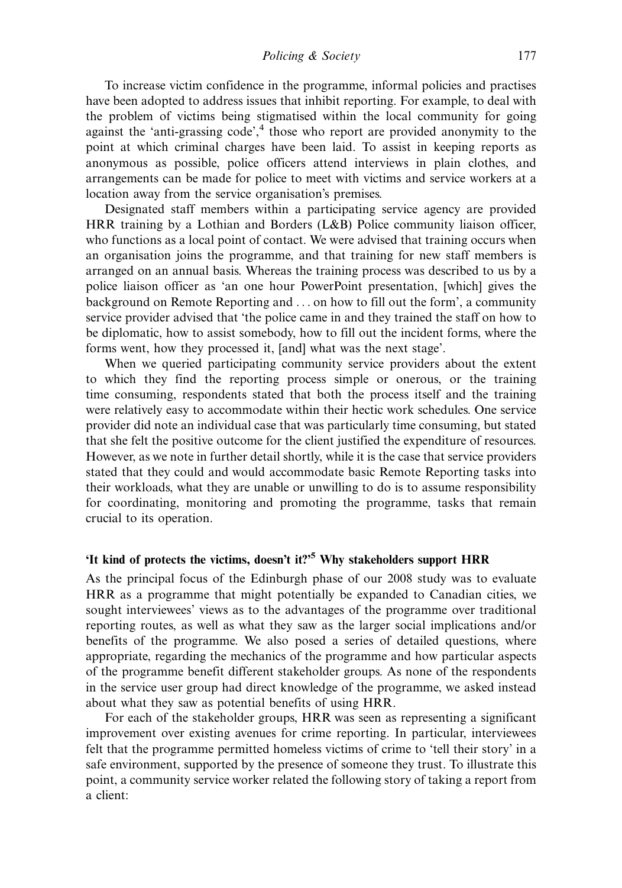To increase victim confidence in the programme, informal policies and practises have been adopted to address issues that inhibit reporting. For example, to deal with the problem of victims being stigmatised within the local community for going against the 'anti-grassing code',[4] those who report are provided anonymity to the point at which criminal charges have been laid. To assist in keeping reports as anonymous as possible, police officers attend interviews in plain clothes, and arrangements can be made for police to meet with victims and service workers at a location away from the service organisation's premises.

Designated staff members within a participating service agency are provided HRR training by a Lothian and Borders (L&B) Police community liaison officer, who functions as a local point of contact. We were advised that training occurs when an organisation joins the programme, and that training for new staff members is arranged on an annual basis. Whereas the training process was described to us by a police liaison officer as 'an one hour PowerPoint presentation, [which] gives the background on Remote Reporting and ... on how to fill out the form', a community service provider advised that 'the police came in and they trained the staff on how to be diplomatic, how to assist somebody, how to fill out the incident forms, where the forms went, how they processed it, [and] what was the next stage'.

When we queried participating community service providers about the extent to which they find the reporting process simple or onerous, or the training time consuming, respondents stated that both the process itself and the training were relatively easy to accommodate within their hectic work schedules. One service provider did note an individual case that was particularly time consuming, but stated that she felt the positive outcome for the client justified the expenditure of resources. However, as we note in further detail shortly, while it is the case that service providers stated that they could and would accommodate basic Remote Reporting tasks into their workloads, what they are unable or unwilling to do is to assume responsibility for coordinating, monitoring and promoting the programme, tasks that remain crucial to its operation.

## 'It kind of protects the victims, doesn't it?'[5] Why stakeholders support HRR

As the principal focus of the Edinburgh phase of our 2008 study was to evaluate HRR as a programme that might potentially be expanded to Canadian cities, we sought interviewees' views as to the advantages of the programme over traditional reporting routes, as well as what they saw as the larger social implications and/or benefits of the programme. We also posed a series of detailed questions, where appropriate, regarding the mechanics of the programme and how particular aspects of the programme benefit different stakeholder groups. As none of the respondents in the service user group had direct knowledge of the programme, we asked instead about what they saw as potential benefits of using HRR.

For each of the stakeholder groups, HRR was seen as representing a significant improvement over existing avenues for crime reporting. In particular, interviewees felt that the programme permitted homeless victims of crime to 'tell their story' in a safe environment, supported by the presence of someone they trust. To illustrate this point, a community service worker related the following story of taking a report from a client: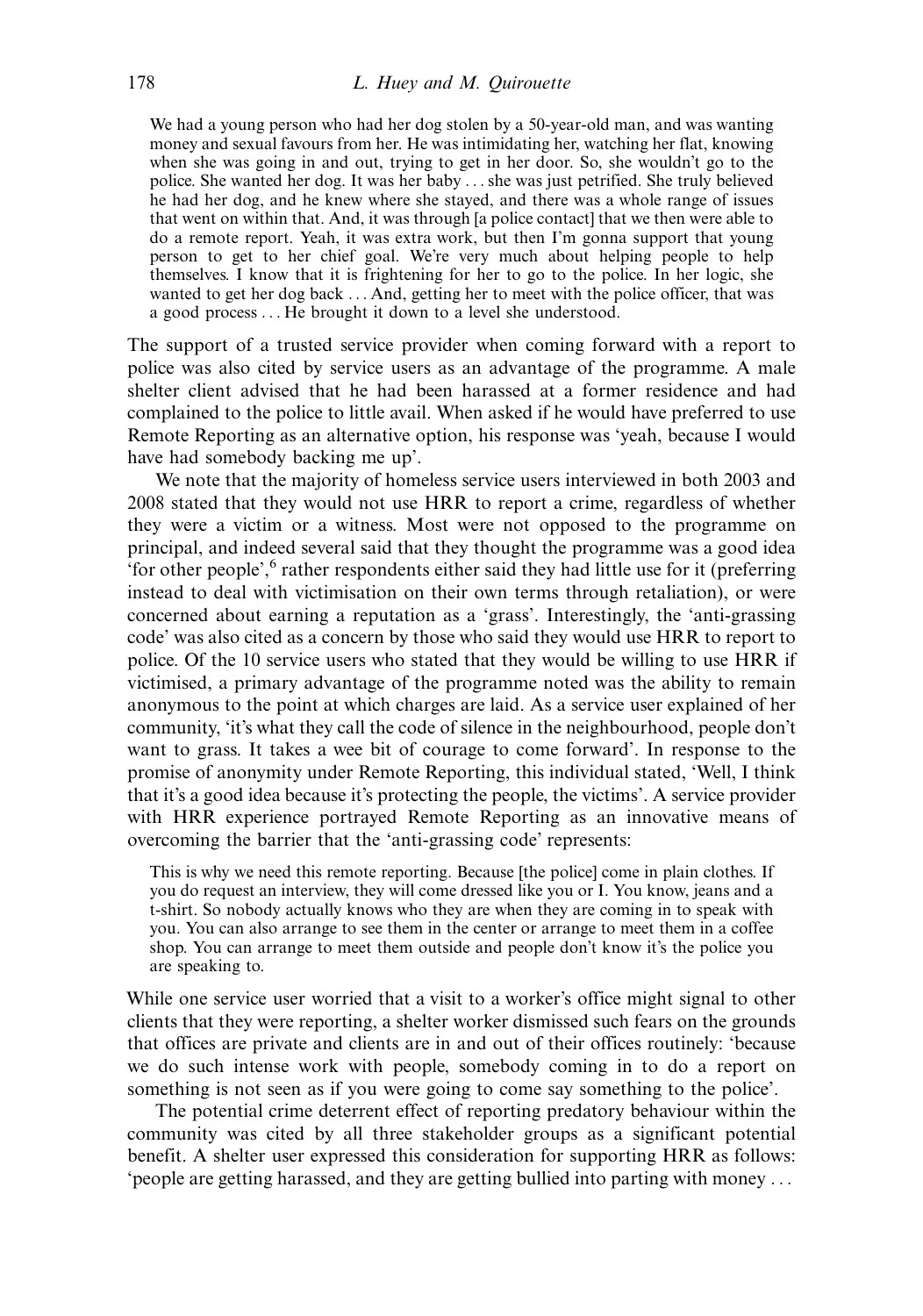> We had a young person who had her dog stolen by a 50-year-old man, and was wanting money and sexual favours from her. He was intimidating her, watching her flat, knowing when she was going in and out, trying to get in her door. So, she wouldn't go to the police. She wanted her dog. It was her baby . . . she was just petrified. She truly believed he had her dog, and he knew where she stayed, and there was a whole range of issues that went on within that. And, it was through [a police contact] that we then were able to do a remote report. Yeah, it was extra work, but then I'm gonna support that young person to get to her chief goal. We're very much about helping people to help themselves. I know that it is frightening for her to go to the police. In her logic, she wanted to get her dog back . . . And, getting her to meet with the police officer, that was a good process . . . He brought it down to a level she understood.

The support of a trusted service provider when coming forward with a report to police was also cited by service users as an advantage of the programme. A male shelter client advised that he had been harassed at a former residence and had complained to the police to little avail. When asked if he would have preferred to use Remote Reporting as an alternative option, his response was 'yeah, because I would have had somebody backing me up'.

We note that the majority of homeless service users interviewed in both 2003 and 2008 stated that they would not use HRR to report a crime, regardless of whether they were a victim or a witness. Most were not opposed to the programme on principal, and indeed several said that they thought the programme was a good idea 'for other people',[6] rather respondents either said they had little use for it (preferring instead to deal with victimisation on their own terms through retaliation), or were concerned about earning a reputation as a 'grass'. Interestingly, the 'anti-grassing code' was also cited as a concern by those who said they would use HRR to report to police. Of the 10 service users who stated that they would be willing to use HRR if victimised, a primary advantage of the programme noted was the ability to remain anonymous to the point at which charges are laid. As a service user explained of her community, 'it's what they call the code of silence in the neighbourhood, people don't want to grass. It takes a wee bit of courage to come forward'. In response to the promise of anonymity under Remote Reporting, this individual stated, 'Well, I think that it's a good idea because it's protecting the people, the victims'. A service provider with HRR experience portrayed Remote Reporting as an innovative means of overcoming the barrier that the 'anti-grassing code' represents:

> This is why we need this remote reporting. Because [the police] come in plain clothes. If you do request an interview, they will come dressed like you or I. You know, jeans and a t-shirt. So nobody actually knows who they are when they are coming in to speak with you. You can also arrange to see them in the center or arrange to meet them in a coffee shop. You can arrange to meet them outside and people don't know it's the police you are speaking to.

While one service user worried that a visit to a worker's office might signal to other clients that they were reporting, a shelter worker dismissed such fears on the grounds that offices are private and clients are in and out of their offices routinely: 'because we do such intense work with people, somebody coming in to do a report on something is not seen as if you were going to come say something to the police'.

The potential crime deterrent effect of reporting predatory behaviour within the community was cited by all three stakeholder groups as a significant potential benefit. A shelter user expressed this consideration for supporting HRR as follows: 'people are getting harassed, and they are getting bullied into parting with money . . .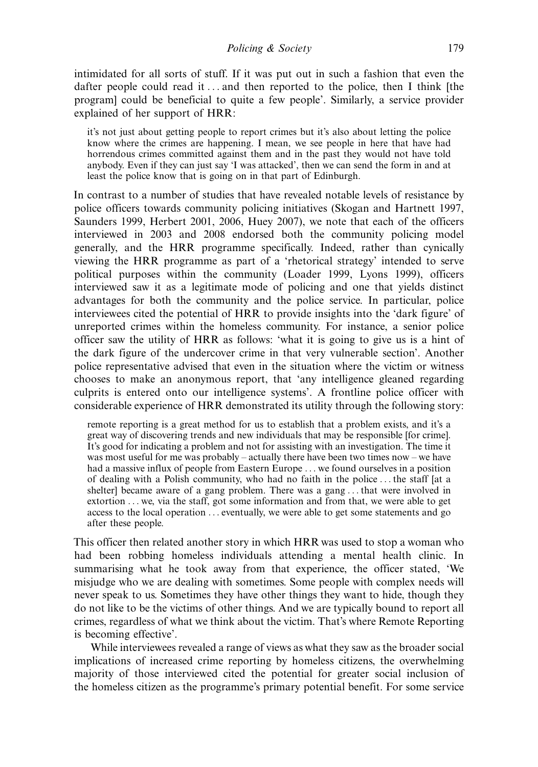intimidated for all sorts of stuff. If it was put out in such a fashion that even the dafter people could read it ... and then reported to the police, then I think [the program] could be beneficial to quite a few people'. Similarly, a service provider explained of her support of HRR:

> it's not just about getting people to report crimes but it's also about letting the police know where the crimes are happening. I mean, we see people in here that have had horrendous crimes committed against them and in the past they would not have told anybody. Even if they can just say 'I was attacked', then we can send the form in and at least the police know that is going on in that part of Edinburgh.

In contrast to a number of studies that have revealed notable levels of resistance by police officers towards community policing initiatives (Skogan and Hartnett 1997, Saunders 1999, Herbert 2001, 2006, Huey 2007), we note that each of the officers interviewed in 2003 and 2008 endorsed both the community policing model generally, and the HRR programme specifically. Indeed, rather than cynically viewing the HRR programme as part of a 'rhetorical strategy' intended to serve political purposes within the community (Loader 1999, Lyons 1999), officers interviewed saw it as a legitimate mode of policing and one that yields distinct advantages for both the community and the police service. In particular, police interviewees cited the potential of HRR to provide insights into the 'dark figure' of unreported crimes within the homeless community. For instance, a senior police officer saw the utility of HRR as follows: 'what it is going to give us is a hint of the dark figure of the undercover crime in that very vulnerable section'. Another police representative advised that even in the situation where the victim or witness chooses to make an anonymous report, that 'any intelligence gleaned regarding culprits is entered onto our intelligence systems'. A frontline police officer with considerable experience of HRR demonstrated its utility through the following story:

> remote reporting is a great method for us to establish that a problem exists, and it's a great way of discovering trends and new individuals that may be responsible [for crime]. It's good for indicating a problem and not for assisting with an investigation. The time it was most useful for me was probably – actually there have been two times now – we have had a massive influx of people from Eastern Europe ... we found ourselves in a position of dealing with a Polish community, who had no faith in the police ... the staff [at a shelter] became aware of a gang problem. There was a gang ... that were involved in extortion ... we, via the staff, got some information and from that, we were able to get access to the local operation ... eventually, we were able to get some statements and go after these people.

This officer then related another story in which HRR was used to stop a woman who had been robbing homeless individuals attending a mental health clinic. In summarising what he took away from that experience, the officer stated, 'We misjudge who we are dealing with sometimes. Some people with complex needs will never speak to us. Sometimes they have other things they want to hide, though they do not like to be the victims of other things. And we are typically bound to report all crimes, regardless of what we think about the victim. That's where Remote Reporting is becoming effective'.

While interviewees revealed a range of views as what they saw as the broader social implications of increased crime reporting by homeless citizens, the overwhelming majority of those interviewed cited the potential for greater social inclusion of the homeless citizen as the programme's primary potential benefit. For some service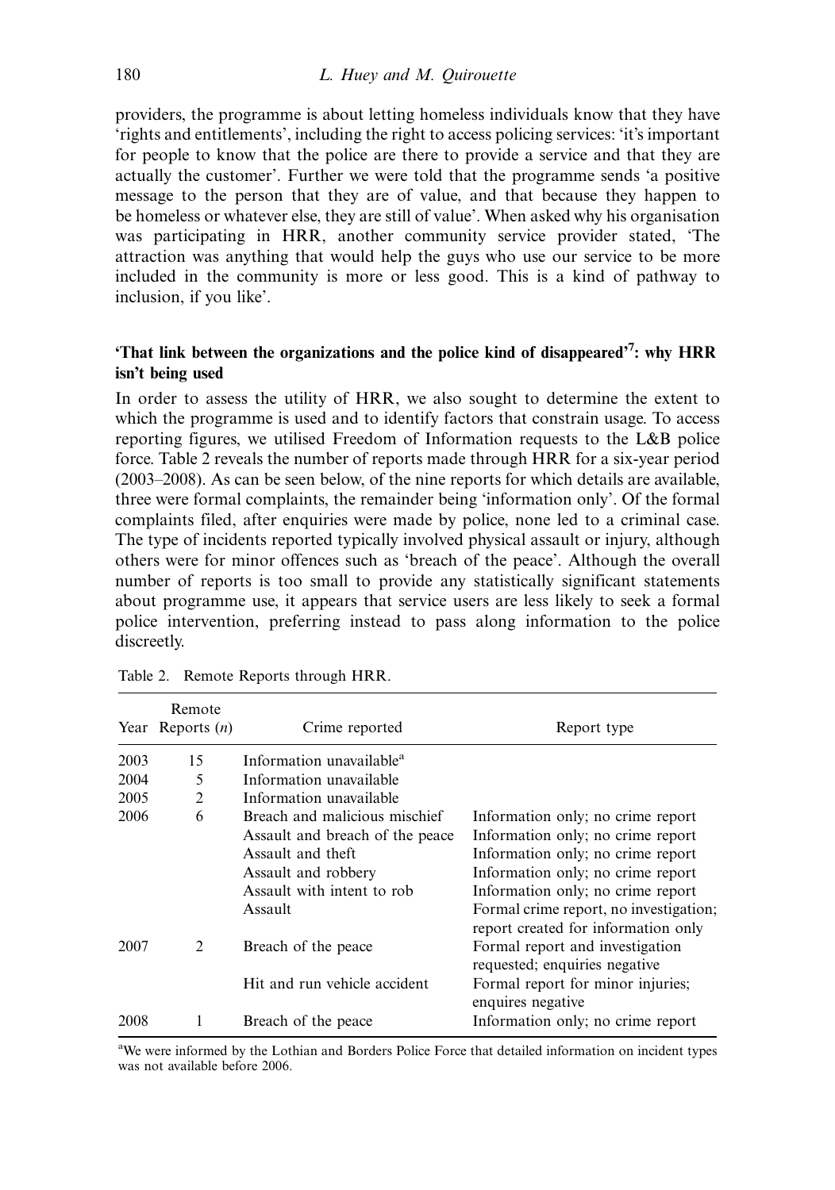providers, the programme is about letting homeless individuals know that they have 'rights and entitlements', including the right to access policing services: 'it's important for people to know that the police are there to provide a service and that they are actually the customer'. Further we were told that the programme sends 'a positive message to the person that they are of value, and that because they happen to be homeless or whatever else, they are still of value'. When asked why his organisation was participating in HRR, another community service provider stated, 'The attraction was anything that would help the guys who use our service to be more included in the community is more or less good. This is a kind of pathway to inclusion, if you like'.

### 'That link between the organizations and the police kind of disappeared'[7]: why HRR isn't being used

In order to assess the utility of HRR, we also sought to determine the extent to which the programme is used and to identify factors that constrain usage. To access reporting figures, we utilised Freedom of Information requests to the L&B police force. Table 2 reveals the number of reports made through HRR for a six-year period (2003–2008). As can be seen below, of the nine reports for which details are available, three were formal complaints, the remainder being 'information only'. Of the formal complaints filed, after enquiries were made by police, none led to a criminal case. The type of incidents reported typically involved physical assault or injury, although others were for minor offences such as 'breach of the peace'. Although the overall number of reports is too small to provide any statistically significant statements about programme use, it appears that service users are less likely to seek a formal police intervention, preferring instead to pass along information to the police discreetly.

Table 2. Remote Reports through HRR.

| Year | Remote Reports (*n*) | Crime reported | Report type |
|---|---|---|---|
| 2003 | 15 | Information unavailable[a] | |
| 2004 | 5 | Information unavailable | |
| 2005 | 2 | Information unavailable | |
| 2006 | 6 | Breach and malicious mischief | Information only; no crime report |
| | | Assault and breach of the peace | Information only; no crime report |
| | | Assault and theft | Information only; no crime report |
| | | Assault and robbery | Information only; no crime report |
| | | Assault with intent to rob | Information only; no crime report |
| | | Assault | Formal crime report, no investigation; report created for information only |
| 2007 | 2 | Breach of the peace | Formal report and investigation requested; enquiries negative |
| | | Hit and run vehicle accident | Formal report for minor injuries; enquires negative |
| 2008 | 1 | Breach of the peace | Information only; no crime report |

[a]We were informed by the Lothian and Borders Police Force that detailed information on incident types was not available before 2006.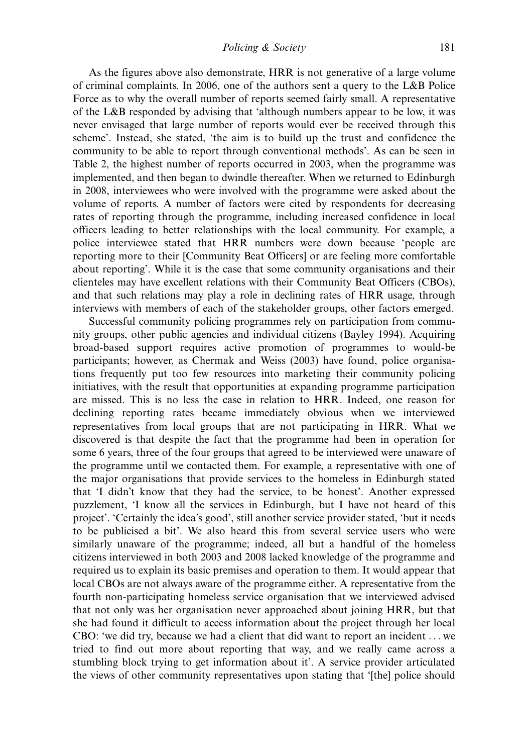As the figures above also demonstrate, HRR is not generative of a large volume of criminal complaints. In 2006, one of the authors sent a query to the L&B Police Force as to why the overall number of reports seemed fairly small. A representative of the L&B responded by advising that 'although numbers appear to be low, it was never envisaged that large number of reports would ever be received through this scheme'. Instead, she stated, 'the aim is to build up the trust and confidence the community to be able to report through conventional methods'. As can be seen in Table 2, the highest number of reports occurred in 2003, when the programme was implemented, and then began to dwindle thereafter. When we returned to Edinburgh in 2008, interviewees who were involved with the programme were asked about the volume of reports. A number of factors were cited by respondents for decreasing rates of reporting through the programme, including increased confidence in local officers leading to better relationships with the local community. For example, a police interviewee stated that HRR numbers were down because 'people are reporting more to their [Community Beat Officers] or are feeling more comfortable about reporting'. While it is the case that some community organisations and their clienteles may have excellent relations with their Community Beat Officers (CBOs), and that such relations may play a role in declining rates of HRR usage, through interviews with members of each of the stakeholder groups, other factors emerged.

Successful community policing programmes rely on participation from community groups, other public agencies and individual citizens (Bayley 1994). Acquiring broad-based support requires active promotion of programmes to would-be participants; however, as Chermak and Weiss (2003) have found, police organisations frequently put too few resources into marketing their community policing initiatives, with the result that opportunities at expanding programme participation are missed. This is no less the case in relation to HRR. Indeed, one reason for declining reporting rates became immediately obvious when we interviewed representatives from local groups that are not participating in HRR. What we discovered is that despite the fact that the programme had been in operation for some 6 years, three of the four groups that agreed to be interviewed were unaware of the programme until we contacted them. For example, a representative with one of the major organisations that provide services to the homeless in Edinburgh stated that 'I didn't know that they had the service, to be honest'. Another expressed puzzlement, 'I know all the services in Edinburgh, but I have not heard of this project'. 'Certainly the idea's good', still another service provider stated, 'but it needs to be publicised a bit'. We also heard this from several service users who were similarly unaware of the programme; indeed, all but a handful of the homeless citizens interviewed in both 2003 and 2008 lacked knowledge of the programme and required us to explain its basic premises and operation to them. It would appear that local CBOs are not always aware of the programme either. A representative from the fourth non-participating homeless service organisation that we interviewed advised that not only was her organisation never approached about joining HRR, but that she had found it difficult to access information about the project through her local CBO: 'we did try, because we had a client that did want to report an incident ... we tried to find out more about reporting that way, and we really came across a stumbling block trying to get information about it'. A service provider articulated the views of other community representatives upon stating that '[the] police should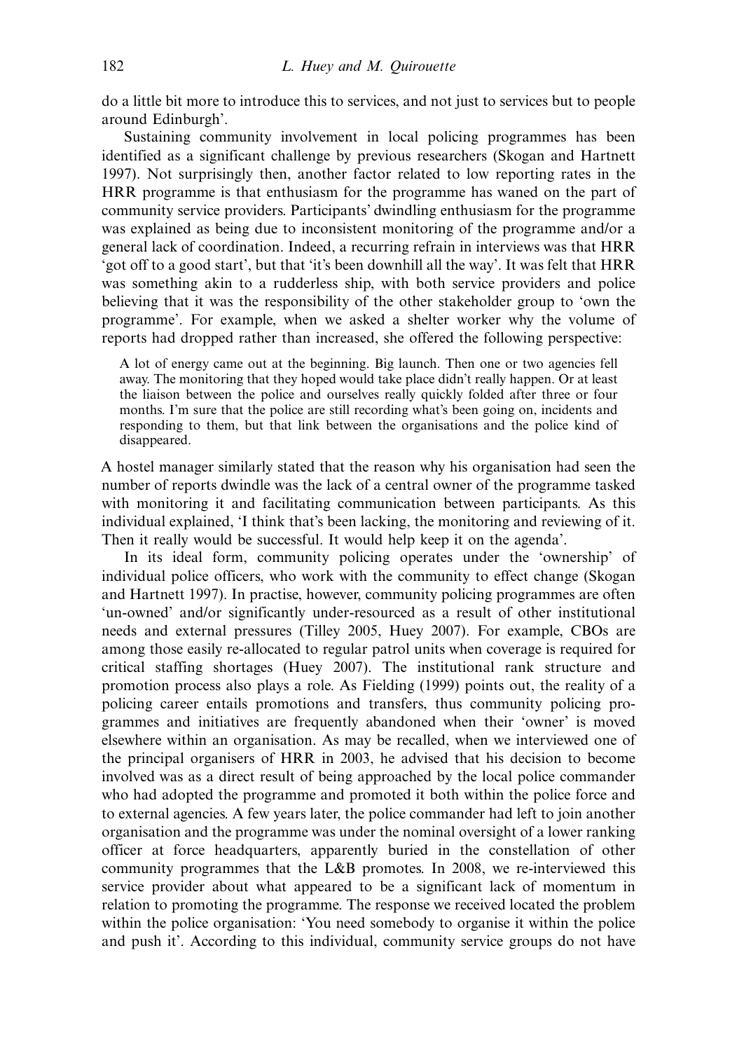do a little bit more to introduce this to services, and not just to services but to people around Edinburgh'.

Sustaining community involvement in local policing programmes has been identified as a significant challenge by previous researchers (Skogan and Hartnett 1997). Not surprisingly then, another factor related to low reporting rates in the HRR programme is that enthusiasm for the programme has waned on the part of community service providers. Participants' dwindling enthusiasm for the programme was explained as being due to inconsistent monitoring of the programme and/or a general lack of coordination. Indeed, a recurring refrain in interviews was that HRR 'got off to a good start', but that 'it's been downhill all the way'. It was felt that HRR was something akin to a rudderless ship, with both service providers and police believing that it was the responsibility of the other stakeholder group to 'own the programme'. For example, when we asked a shelter worker why the volume of reports had dropped rather than increased, she offered the following perspective:

> A lot of energy came out at the beginning. Big launch. Then one or two agencies fell away. The monitoring that they hoped would take place didn't really happen. Or at least the liaison between the police and ourselves really quickly folded after three or four months. I'm sure that the police are still recording what's been going on, incidents and responding to them, but that link between the organisations and the police kind of disappeared.

A hostel manager similarly stated that the reason why his organisation had seen the number of reports dwindle was the lack of a central owner of the programme tasked with monitoring it and facilitating communication between participants. As this individual explained, 'I think that's been lacking, the monitoring and reviewing of it. Then it really would be successful. It would help keep it on the agenda'.

In its ideal form, community policing operates under the 'ownership' of individual police officers, who work with the community to effect change (Skogan and Hartnett 1997). In practise, however, community policing programmes are often 'un-owned' and/or significantly under-resourced as a result of other institutional needs and external pressures (Tilley 2005, Huey 2007). For example, CBOs are among those easily re-allocated to regular patrol units when coverage is required for critical staffing shortages (Huey 2007). The institutional rank structure and promotion process also plays a role. As Fielding (1999) points out, the reality of a policing career entails promotions and transfers, thus community policing programmes and initiatives are frequently abandoned when their 'owner' is moved elsewhere within an organisation. As may be recalled, when we interviewed one of the principal organisers of HRR in 2003, he advised that his decision to become involved was as a direct result of being approached by the local police commander who had adopted the programme and promoted it both within the police force and to external agencies. A few years later, the police commander had left to join another organisation and the programme was under the nominal oversight of a lower ranking officer at force headquarters, apparently buried in the constellation of other community programmes that the L&B promotes. In 2008, we re-interviewed this service provider about what appeared to be a significant lack of momentum in relation to promoting the programme. The response we received located the problem within the police organisation: 'You need somebody to organise it within the police and push it'. According to this individual, community service groups do not have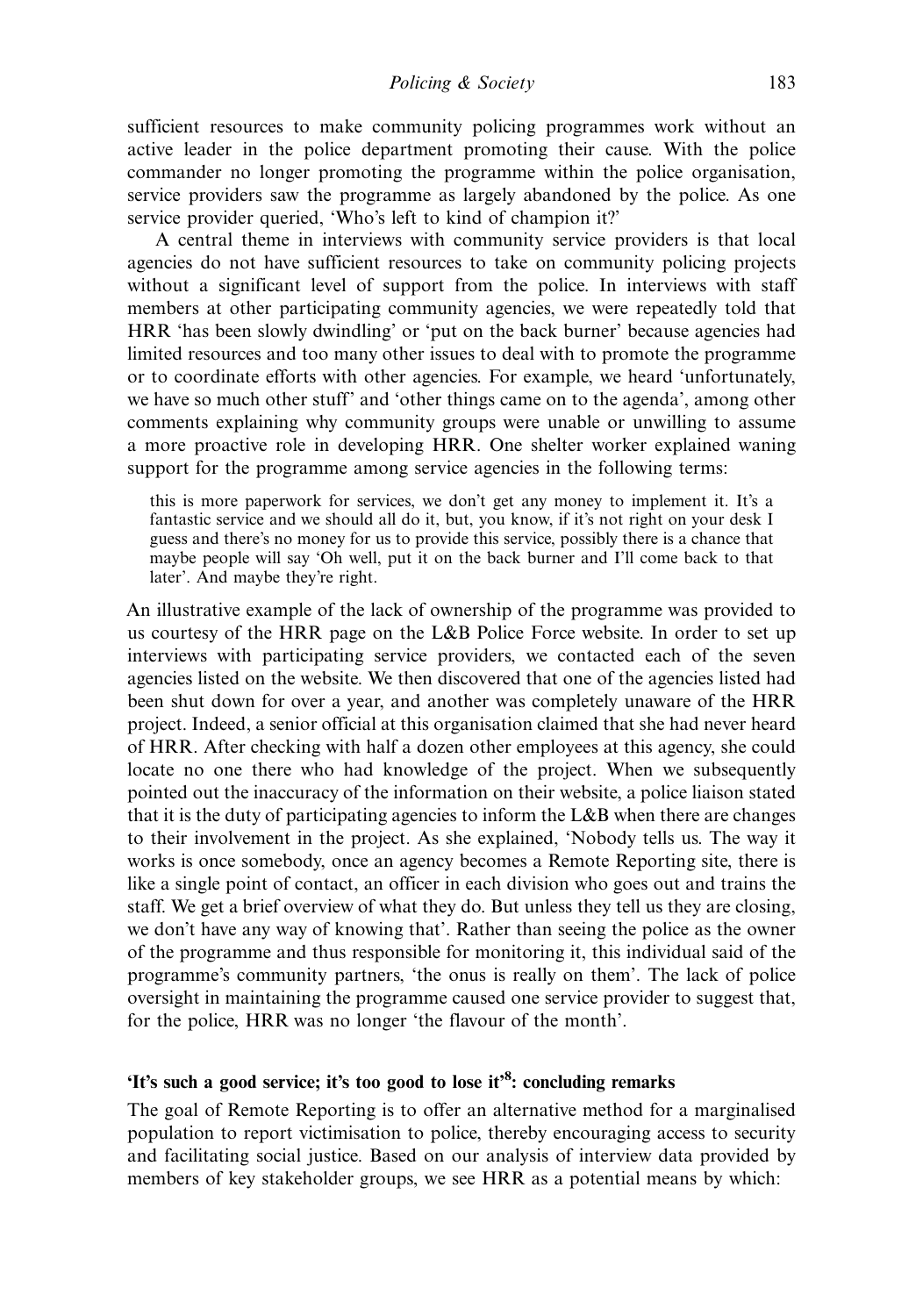sufficient resources to make community policing programmes work without an active leader in the police department promoting their cause. With the police commander no longer promoting the programme within the police organisation, service providers saw the programme as largely abandoned by the police. As one service provider queried, 'Who's left to kind of champion it?'

A central theme in interviews with community service providers is that local agencies do not have sufficient resources to take on community policing projects without a significant level of support from the police. In interviews with staff members at other participating community agencies, we were repeatedly told that HRR 'has been slowly dwindling' or 'put on the back burner' because agencies had limited resources and too many other issues to deal with to promote the programme or to coordinate efforts with other agencies. For example, we heard 'unfortunately, we have so much other stuff' and 'other things came on to the agenda', among other comments explaining why community groups were unable or unwilling to assume a more proactive role in developing HRR. One shelter worker explained waning support for the programme among service agencies in the following terms:

> this is more paperwork for services, we don't get any money to implement it. It's a fantastic service and we should all do it, but, you know, if it's not right on your desk I guess and there's no money for us to provide this service, possibly there is a chance that maybe people will say 'Oh well, put it on the back burner and I'll come back to that later'. And maybe they're right.

An illustrative example of the lack of ownership of the programme was provided to us courtesy of the HRR page on the L&B Police Force website. In order to set up interviews with participating service providers, we contacted each of the seven agencies listed on the website. We then discovered that one of the agencies listed had been shut down for over a year, and another was completely unaware of the HRR project. Indeed, a senior official at this organisation claimed that she had never heard of HRR. After checking with half a dozen other employees at this agency, she could locate no one there who had knowledge of the project. When we subsequently pointed out the inaccuracy of the information on their website, a police liaison stated that it is the duty of participating agencies to inform the L&B when there are changes to their involvement in the project. As she explained, 'Nobody tells us. The way it works is once somebody, once an agency becomes a Remote Reporting site, there is like a single point of contact, an officer in each division who goes out and trains the staff. We get a brief overview of what they do. But unless they tell us they are closing, we don't have any way of knowing that'. Rather than seeing the police as the owner of the programme and thus responsible for monitoring it, this individual said of the programme's community partners, 'the onus is really on them'. The lack of police oversight in maintaining the programme caused one service provider to suggest that, for the police, HRR was no longer 'the flavour of the month'.

## 'It's such a good service; it's too good to lose it'[8]: concluding remarks

The goal of Remote Reporting is to offer an alternative method for a marginalised population to report victimisation to police, thereby encouraging access to security and facilitating social justice. Based on our analysis of interview data provided by members of key stakeholder groups, we see HRR as a potential means by which: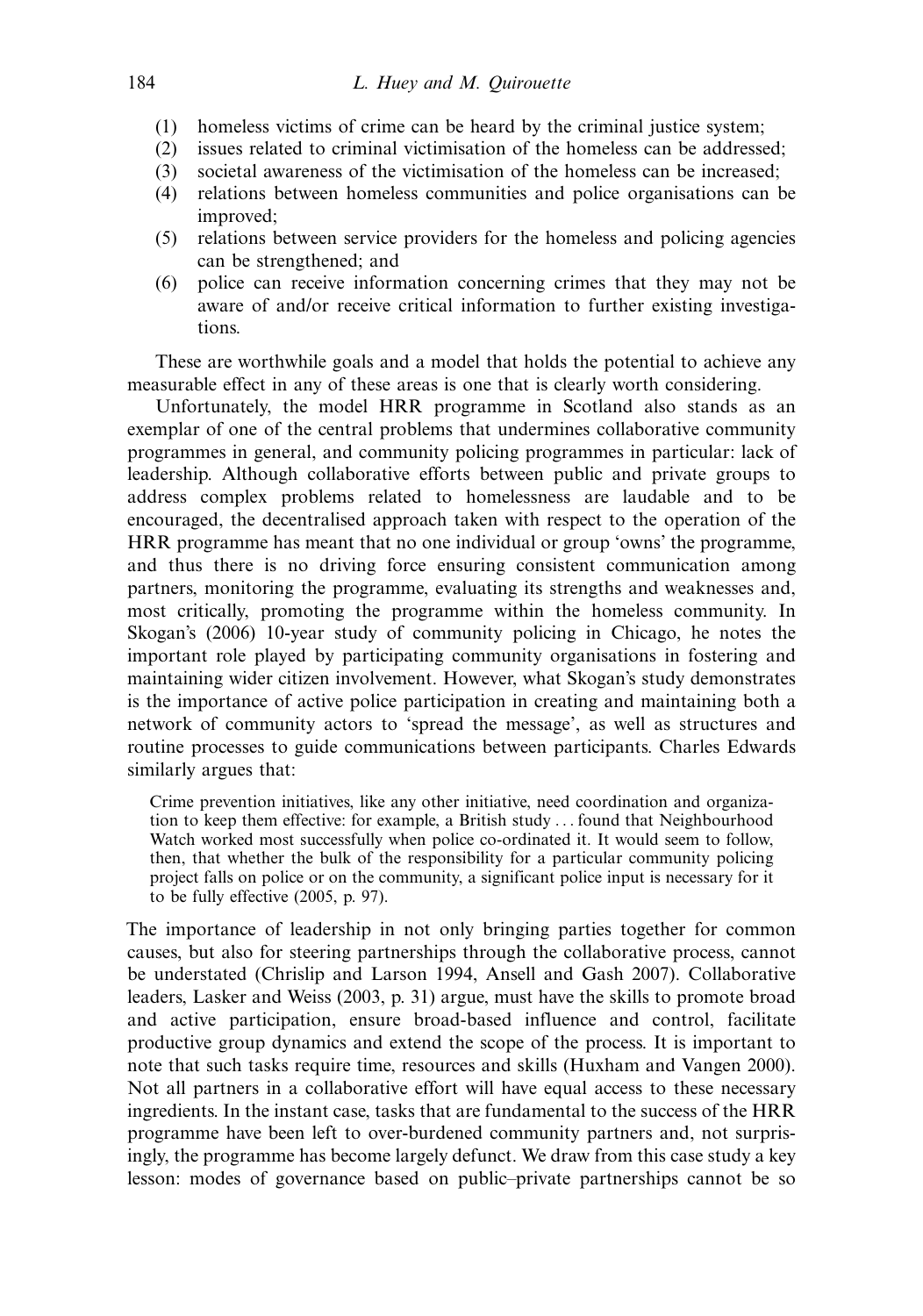(1) homeless victims of crime can be heard by the criminal justice system;
(2) issues related to criminal victimisation of the homeless can be addressed;
(3) societal awareness of the victimisation of the homeless can be increased;
(4) relations between homeless communities and police organisations can be improved;
(5) relations between service providers for the homeless and policing agencies can be strengthened; and
(6) police can receive information concerning crimes that they may not be aware of and/or receive critical information to further existing investigations.

These are worthwhile goals and a model that holds the potential to achieve any measurable effect in any of these areas is one that is clearly worth considering.

Unfortunately, the model HRR programme in Scotland also stands as an exemplar of one of the central problems that undermines collaborative community programmes in general, and community policing programmes in particular: lack of leadership. Although collaborative efforts between public and private groups to address complex problems related to homelessness are laudable and to be encouraged, the decentralised approach taken with respect to the operation of the HRR programme has meant that no one individual or group 'owns' the programme, and thus there is no driving force ensuring consistent communication among partners, monitoring the programme, evaluating its strengths and weaknesses and, most critically, promoting the programme within the homeless community. In Skogan's (2006) 10-year study of community policing in Chicago, he notes the important role played by participating community organisations in fostering and maintaining wider citizen involvement. However, what Skogan's study demonstrates is the importance of active police participation in creating and maintaining both a network of community actors to 'spread the message', as well as structures and routine processes to guide communications between participants. Charles Edwards similarly argues that:

> Crime prevention initiatives, like any other initiative, need coordination and organization to keep them effective: for example, a British study . . . found that Neighbourhood Watch worked most successfully when police co-ordinated it. It would seem to follow, then, that whether the bulk of the responsibility for a particular community policing project falls on police or on the community, a significant police input is necessary for it to be fully effective (2005, p. 97).

The importance of leadership in not only bringing parties together for common causes, but also for steering partnerships through the collaborative process, cannot be understated (Chrislip and Larson 1994, Ansell and Gash 2007). Collaborative leaders, Lasker and Weiss (2003, p. 31) argue, must have the skills to promote broad and active participation, ensure broad-based influence and control, facilitate productive group dynamics and extend the scope of the process. It is important to note that such tasks require time, resources and skills (Huxham and Vangen 2000). Not all partners in a collaborative effort will have equal access to these necessary ingredients. In the instant case, tasks that are fundamental to the success of the HRR programme have been left to over-burdened community partners and, not surprisingly, the programme has become largely defunct. We draw from this case study a key lesson: modes of governance based on public–private partnerships cannot be so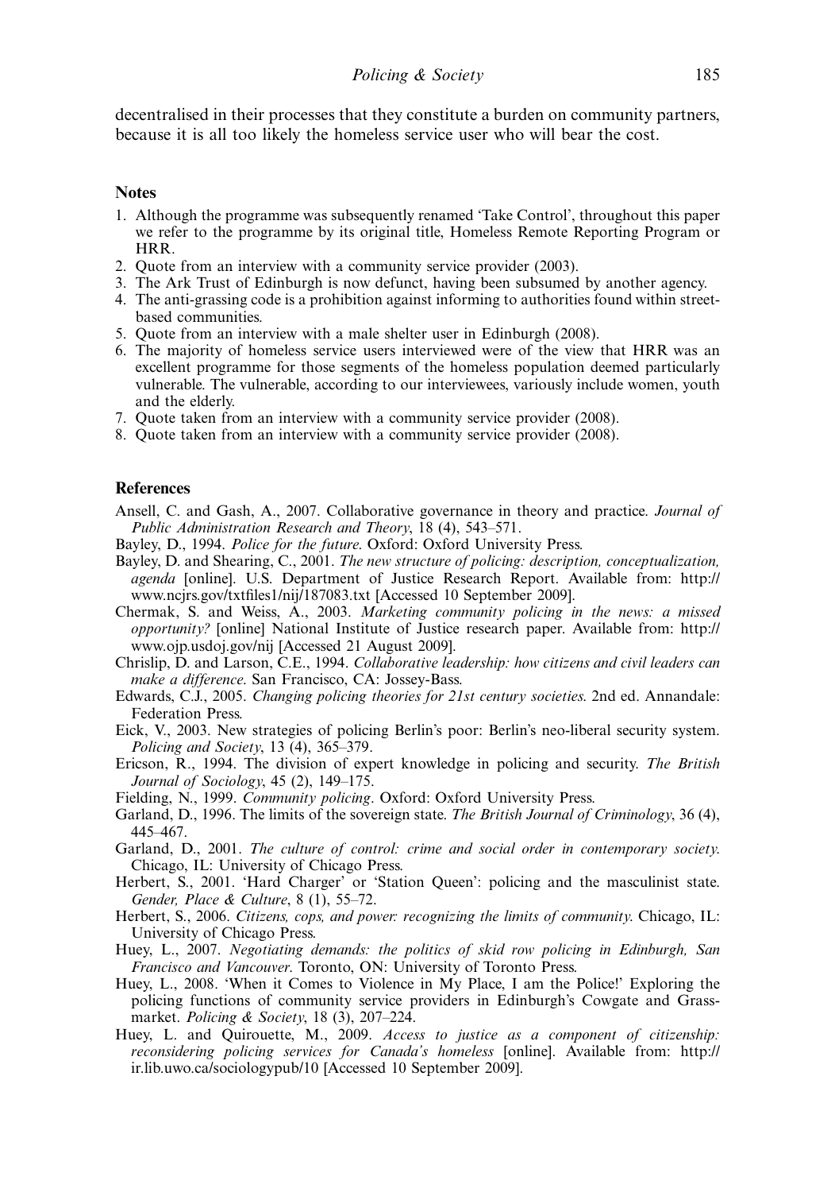decentralised in their processes that they constitute a burden on community partners, because it is all too likely the homeless service user who will bear the cost.

## Notes

1. Although the programme was subsequently renamed 'Take Control', throughout this paper we refer to the programme by its original title, Homeless Remote Reporting Program or HRR.
2. Quote from an interview with a community service provider (2003).
3. The Ark Trust of Edinburgh is now defunct, having been subsumed by another agency.
4. The anti-grassing code is a prohibition against informing to authorities found within street-based communities.
5. Quote from an interview with a male shelter user in Edinburgh (2008).
6. The majority of homeless service users interviewed were of the view that HRR was an excellent programme for those segments of the homeless population deemed particularly vulnerable. The vulnerable, according to our interviewees, variously include women, youth and the elderly.
7. Quote taken from an interview with a community service provider (2008).
8. Quote taken from an interview with a community service provider (2008).

## References

Ansell, C. and Gash, A., 2007. Collaborative governance in theory and practice. *Journal of Public Administration Research and Theory*, 18 (4), 543–571.

Bayley, D., 1994. *Police for the future*. Oxford: Oxford University Press.

Bayley, D. and Shearing, C., 2001. *The new structure of policing: description, conceptualization, agenda* [online]. U.S. Department of Justice Research Report. Available from: http://www.ncjrs.gov/txtfiles1/nij/187083.txt [Accessed 10 September 2009].

Chermak, S. and Weiss, A., 2003. *Marketing community policing in the news: a missed opportunity?* [online] National Institute of Justice research paper. Available from: http://www.ojp.usdoj.gov/nij [Accessed 21 August 2009].

Chrislip, D. and Larson, C.E., 1994. *Collaborative leadership: how citizens and civil leaders can make a difference*. San Francisco, CA: Jossey-Bass.

Edwards, C.J., 2005. *Changing policing theories for 21st century societies*. 2nd ed. Annandale: Federation Press.

Eick, V., 2003. New strategies of policing Berlin's poor: Berlin's neo-liberal security system. *Policing and Society*, 13 (4), 365–379.

Ericson, R., 1994. The division of expert knowledge in policing and security. *The British Journal of Sociology*, 45 (2), 149–175.

Fielding, N., 1999. *Community policing*. Oxford: Oxford University Press.

Garland, D., 1996. The limits of the sovereign state. *The British Journal of Criminology*, 36 (4), 445–467.

Garland, D., 2001. *The culture of control: crime and social order in contemporary society*. Chicago, IL: University of Chicago Press.

Herbert, S., 2001. 'Hard Charger' or 'Station Queen': policing and the masculinist state. *Gender, Place & Culture*, 8 (1), 55–72.

Herbert, S., 2006. *Citizens, cops, and power: recognizing the limits of community*. Chicago, IL: University of Chicago Press.

Huey, L., 2007. *Negotiating demands: the politics of skid row policing in Edinburgh, San Francisco and Vancouver*. Toronto, ON: University of Toronto Press.

Huey, L., 2008. 'When it Comes to Violence in My Place, I am the Police!' Exploring the policing functions of community service providers in Edinburgh's Cowgate and Grassmarket. *Policing & Society*, 18 (3), 207–224.

Huey, L. and Quirouette, M., 2009. *Access to justice as a component of citizenship: reconsidering policing services for Canada's homeless* [online]. Available from: http://ir.lib.uwo.ca/sociologypub/10 [Accessed 10 September 2009].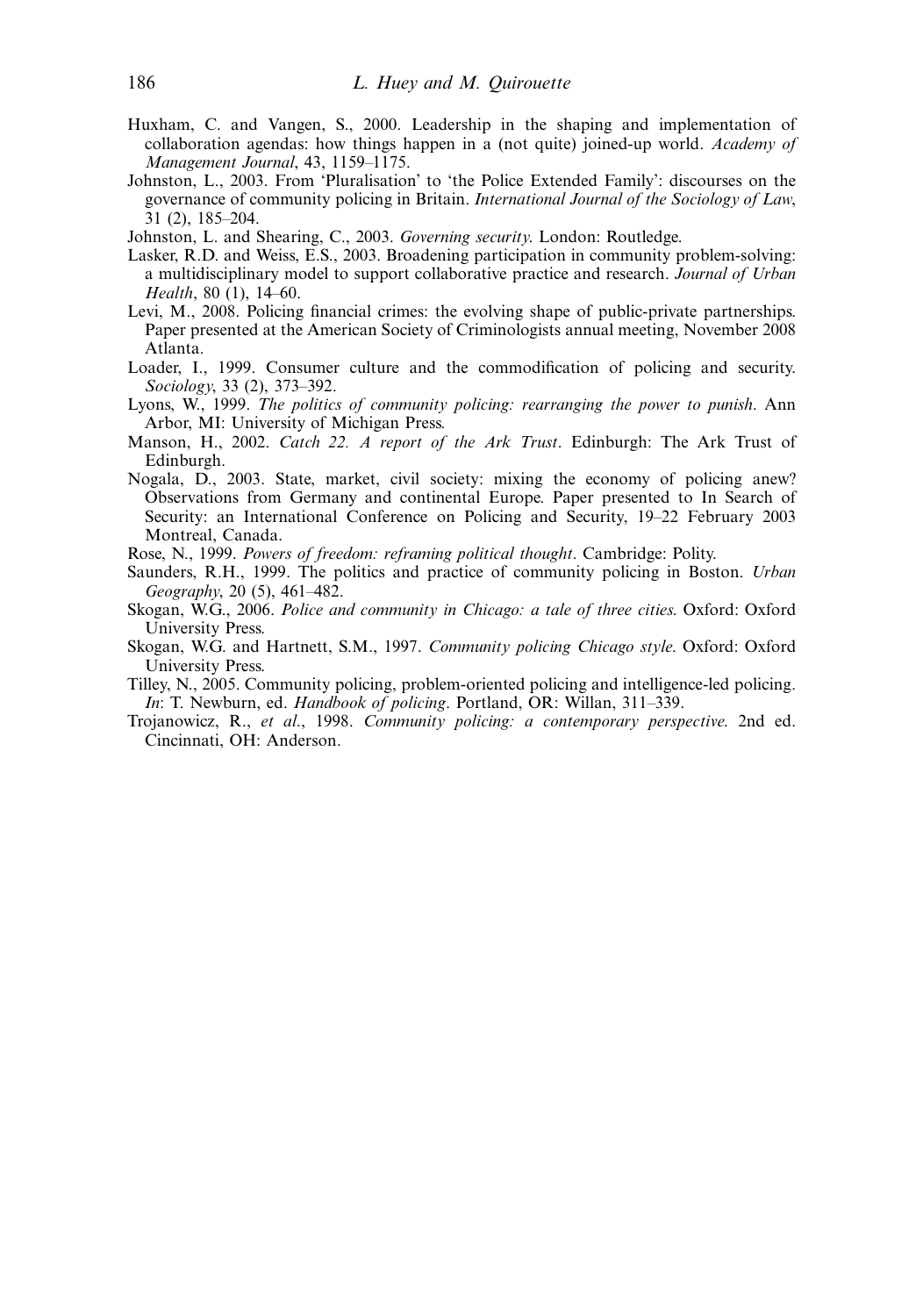Huxham, C. and Vangen, S., 2000. Leadership in the shaping and implementation of collaboration agendas: how things happen in a (not quite) joined-up world. *Academy of Management Journal*, 43, 1159–1175.

Johnston, L., 2003. From 'Pluralisation' to 'the Police Extended Family': discourses on the governance of community policing in Britain. *International Journal of the Sociology of Law*, 31 (2), 185–204.

Johnston, L. and Shearing, C., 2003. *Governing security*. London: Routledge.

Lasker, R.D. and Weiss, E.S., 2003. Broadening participation in community problem-solving: a multidisciplinary model to support collaborative practice and research. *Journal of Urban Health*, 80 (1), 14–60.

Levi, M., 2008. Policing financial crimes: the evolving shape of public-private partnerships. Paper presented at the American Society of Criminologists annual meeting, November 2008 Atlanta.

Loader, I., 1999. Consumer culture and the commodification of policing and security. *Sociology*, 33 (2), 373–392.

Lyons, W., 1999. *The politics of community policing: rearranging the power to punish*. Ann Arbor, MI: University of Michigan Press.

Manson, H., 2002. *Catch 22. A report of the Ark Trust*. Edinburgh: The Ark Trust of Edinburgh.

Nogala, D., 2003. State, market, civil society: mixing the economy of policing anew? Observations from Germany and continental Europe. Paper presented to In Search of Security: an International Conference on Policing and Security, 19–22 February 2003 Montreal, Canada.

Rose, N., 1999. *Powers of freedom: reframing political thought*. Cambridge: Polity.

Saunders, R.H., 1999. The politics and practice of community policing in Boston. *Urban Geography*, 20 (5), 461–482.

Skogan, W.G., 2006. *Police and community in Chicago: a tale of three cities*. Oxford: Oxford University Press.

Skogan, W.G. and Hartnett, S.M., 1997. *Community policing Chicago style*. Oxford: Oxford University Press.

Tilley, N., 2005. Community policing, problem-oriented policing and intelligence-led policing. *In*: T. Newburn, ed. *Handbook of policing*. Portland, OR: Willan, 311–339.

Trojanowicz, R., *et al*., 1998. *Community policing: a contemporary perspective*. 2nd ed. Cincinnati, OH: Anderson.